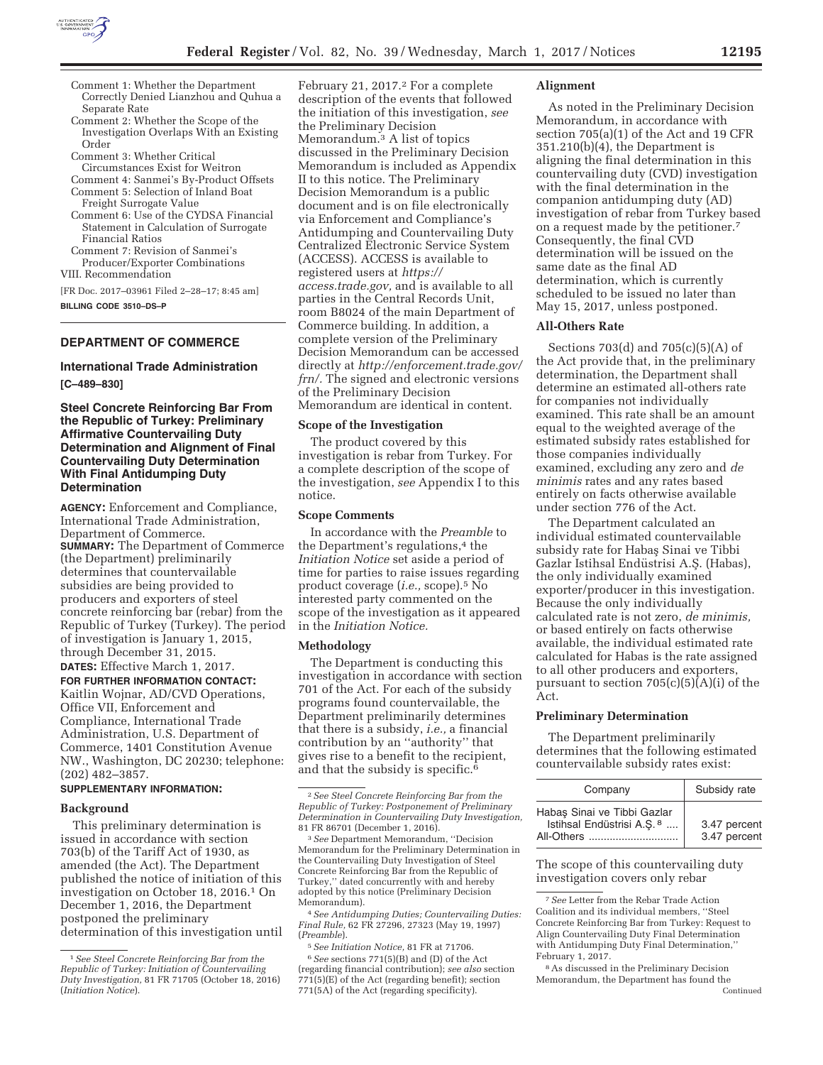Comment 1: Whether the Department Correctly Denied Lianzhou and Quhua a Separate Rate
Comment 2: Whether the Scope of the Investigation Overlaps With an Existing Order
Comment 3: Whether Critical Circumstances Exist for Weitron
Comment 4: Sanmei's By-Product Offsets
Comment 5: Selection of Inland Boat Freight Surrogate Value
Comment 6: Use of the CYDSA Financial Statement in Calculation of Surrogate Financial Ratios
Comment 7: Revision of Sanmei's Producer/Exporter Combinations

VIII. Recommendation

[FR Doc. 2017–03961 Filed 2–28–17; 8:45 am]

**BILLING CODE 3510–DS–P**

---

## DEPARTMENT OF COMMERCE

### International Trade Administration

**[C–489–830]**

### Steel Concrete Reinforcing Bar From the Republic of Turkey: Preliminary Affirmative Countervailing Duty Determination and Alignment of Final Countervailing Duty Determination With Final Antidumping Duty Determination

**AGENCY:** Enforcement and Compliance, International Trade Administration, Department of Commerce.

**SUMMARY:** The Department of Commerce (the Department) preliminarily determines that countervailable subsidies are being provided to producers and exporters of steel concrete reinforcing bar (rebar) from the Republic of Turkey (Turkey). The period of investigation is January 1, 2015, through December 31, 2015.

**DATES:** Effective March 1, 2017.

**FOR FURTHER INFORMATION CONTACT:** Kaitlin Wojnar, AD/CVD Operations, Office VII, Enforcement and Compliance, International Trade Administration, U.S. Department of Commerce, 1401 Constitution Avenue NW., Washington, DC 20230; telephone: (202) 482–3857.

**SUPPLEMENTARY INFORMATION:**

#### Background

This preliminary determination is issued in accordance with section 703(b) of the Tariff Act of 1930, as amended (the Act). The Department published the notice of initiation of this investigation on October 18, 2016.[1] On December 1, 2016, the Department postponed the preliminary determination of this investigation until February 21, 2017.[2] For a complete description of the events that followed the initiation of this investigation, *see* the Preliminary Decision Memorandum.[3] A list of topics discussed in the Preliminary Decision Memorandum is included as Appendix II to this notice. The Preliminary Decision Memorandum is a public document and is on file electronically via Enforcement and Compliance's Antidumping and Countervailing Duty Centralized Electronic Service System (ACCESS). ACCESS is available to registered users at *https://access.trade.gov,* and is available to all parties in the Central Records Unit, room B8024 of the main Department of Commerce building. In addition, a complete version of the Preliminary Decision Memorandum can be accessed directly at *http://enforcement.trade.gov/frn/.* The signed and electronic versions of the Preliminary Decision Memorandum are identical in content.

#### Scope of the Investigation

The product covered by this investigation is rebar from Turkey. For a complete description of the scope of the investigation, *see* Appendix I to this notice.

#### Scope Comments

In accordance with the *Preamble* to the Department's regulations,[4] the *Initiation Notice* set aside a period of time for parties to raise issues regarding product coverage (*i.e.,* scope).[5] No interested party commented on the scope of the investigation as it appeared in the *Initiation Notice.*

#### Methodology

The Department is conducting this investigation in accordance with section 701 of the Act. For each of the subsidy programs found countervailable, the Department preliminarily determines that there is a subsidy, *i.e.,* a financial contribution by an "authority" that gives rise to a benefit to the recipient, and that the subsidy is specific.[6]

#### Alignment

As noted in the Preliminary Decision Memorandum, in accordance with section 705(a)(1) of the Act and 19 CFR 351.210(b)(4), the Department is aligning the final determination in this countervailing duty (CVD) investigation with the final determination in the companion antidumping duty (AD) investigation of rebar from Turkey based on a request made by the petitioner.[7] Consequently, the final CVD determination will be issued on the same date as the final AD determination, which is currently scheduled to be issued no later than May 15, 2017, unless postponed.

#### All-Others Rate

Sections 703(d) and 705(c)(5)(A) of the Act provide that, in the preliminary determination, the Department shall determine an estimated all-others rate for companies not individually examined. This rate shall be an amount equal to the weighted average of the estimated subsidy rates established for those companies individually examined, excluding any zero and *de minimis* rates and any rates based entirely on facts otherwise available under section 776 of the Act.

The Department calculated an individual estimated countervailable subsidy rate for Habaş Sinai ve Tibbi Gazlar Istihsal Endüstrisi A.Ş. (Habas), the only individually examined exporter/producer in this investigation. Because the only individually calculated rate is not zero, *de minimis,* or based entirely on facts otherwise available, the individual estimated rate calculated for Habas is the rate assigned to all other producers and exporters, pursuant to section 705(c)(5)(A)(i) of the Act.

#### Preliminary Determination

The Department preliminarily determines that the following estimated countervailable subsidy rates exist:

| Company | Subsidy rate |
| --- | --- |
| Habaş Sinai ve Tibbi Gazlar Istihsal Endüstrisi A.Ş. [8] | 3.47 percent |
| All-Others | 3.47 percent |

The scope of this countervailing duty investigation covers only rebar

---

[1] *See Steel Concrete Reinforcing Bar from the Republic of Turkey: Initiation of Countervailing Duty Investigation,* 81 FR 71705 (October 18, 2016) (*Initiation Notice*).

[2] *See Steel Concrete Reinforcing Bar from the Republic of Turkey: Postponement of Preliminary Determination in Countervailing Duty Investigation,* 81 FR 86701 (December 1, 2016).

[3] *See* Department Memorandum, "Decision Memorandum for the Preliminary Determination in the Countervailing Duty Investigation of Steel Concrete Reinforcing Bar from the Republic of Turkey," dated concurrently with and hereby adopted by this notice (Preliminary Decision Memorandum).

[4] *See Antidumping Duties; Countervailing Duties: Final Rule,* 62 FR 27296, 27323 (May 19, 1997) (*Preamble*).

[5] *See Initiation Notice,* 81 FR at 71706.

[6] *See* sections 771(5)(B) and (D) of the Act (regarding financial contribution); *see also* section 771(5)(E) of the Act (regarding benefit); section 771(5A) of the Act (regarding specificity).

[7] *See* Letter from the Rebar Trade Action Coalition and its individual members, "Steel Concrete Reinforcing Bar from Turkey: Request to Align Countervailing Duty Final Determination with Antidumping Duty Final Determination," February 1, 2017.

[8] As discussed in the Preliminary Decision Memorandum, the Department has found the

Continued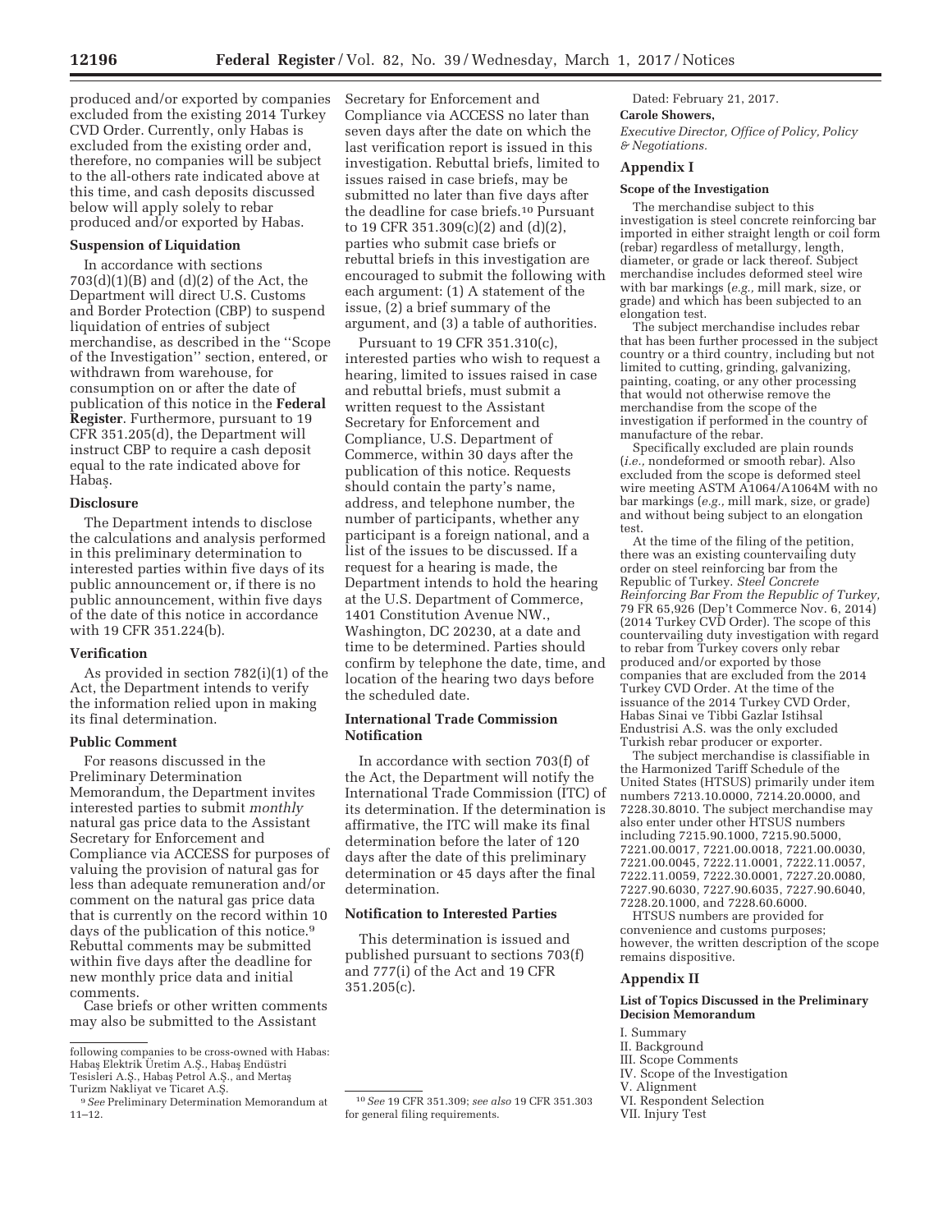produced and/or exported by companies excluded from the existing 2014 Turkey CVD Order. Currently, only Habas is excluded from the existing order and, therefore, no companies will be subject to the all-others rate indicated above at this time, and cash deposits discussed below will apply solely to rebar produced and/or exported by Habas.

### Suspension of Liquidation

In accordance with sections 703(d)(1)(B) and (d)(2) of the Act, the Department will direct U.S. Customs and Border Protection (CBP) to suspend liquidation of entries of subject merchandise, as described in the ''Scope of the Investigation'' section, entered, or withdrawn from warehouse, for consumption on or after the date of publication of this notice in the **Federal Register**. Furthermore, pursuant to 19 CFR 351.205(d), the Department will instruct CBP to require a cash deposit equal to the rate indicated above for Habaş.

### Disclosure

The Department intends to disclose the calculations and analysis performed in this preliminary determination to interested parties within five days of its public announcement or, if there is no public announcement, within five days of the date of this notice in accordance with 19 CFR 351.224(b).

### Verification

As provided in section 782(i)(1) of the Act, the Department intends to verify the information relied upon in making its final determination.

### Public Comment

For reasons discussed in the Preliminary Determination Memorandum, the Department invites interested parties to submit *monthly* natural gas price data to the Assistant Secretary for Enforcement and Compliance via ACCESS for purposes of valuing the provision of natural gas for less than adequate remuneration and/or comment on the natural gas price data that is currently on the record within 10 days of the publication of this notice.[9] Rebuttal comments may be submitted within five days after the deadline for new monthly price data and initial comments.

Case briefs or other written comments may also be submitted to the Assistant Secretary for Enforcement and Compliance via ACCESS no later than seven days after the date on which the last verification report is issued in this investigation. Rebuttal briefs, limited to issues raised in case briefs, may be submitted no later than five days after the deadline for case briefs.[10] Pursuant to 19 CFR 351.309(c)(2) and (d)(2), parties who submit case briefs or rebuttal briefs in this investigation are encouraged to submit the following with each argument: (1) A statement of the issue, (2) a brief summary of the argument, and (3) a table of authorities.

Pursuant to 19 CFR 351.310(c), interested parties who wish to request a hearing, limited to issues raised in case and rebuttal briefs, must submit a written request to the Assistant Secretary for Enforcement and Compliance, U.S. Department of Commerce, within 30 days after the publication of this notice. Requests should contain the party's name, address, and telephone number, the number of participants, whether any participant is a foreign national, and a list of the issues to be discussed. If a request for a hearing is made, the Department intends to hold the hearing at the U.S. Department of Commerce, 1401 Constitution Avenue NW., Washington, DC 20230, at a date and time to be determined. Parties should confirm by telephone the date, time, and location of the hearing two days before the scheduled date.

### International Trade Commission Notification

In accordance with section 703(f) of the Act, the Department will notify the International Trade Commission (ITC) of its determination. If the determination is affirmative, the ITC will make its final determination before the later of 120 days after the date of this preliminary determination or 45 days after the final determination.

### Notification to Interested Parties

This determination is issued and published pursuant to sections 703(f) and 777(i) of the Act and 19 CFR 351.205(c).

Dated: February 21, 2017.

**Carole Showers,**

*Executive Director, Office of Policy, Policy & Negotiations.*

## Appendix I

### Scope of the Investigation

The merchandise subject to this investigation is steel concrete reinforcing bar imported in either straight length or coil form (rebar) regardless of metallurgy, length, diameter, or grade or lack thereof. Subject merchandise includes deformed steel wire with bar markings (*e.g.*, mill mark, size, or grade) and which has been subjected to an elongation test.

The subject merchandise includes rebar that has been further processed in the subject country or a third country, including but not limited to cutting, grinding, galvanizing, painting, coating, or any other processing that would not otherwise remove the merchandise from the scope of the investigation if performed in the country of manufacture of the rebar.

Specifically excluded are plain rounds (*i.e.*, nondeformed or smooth rebar). Also excluded from the scope is deformed steel wire meeting ASTM A1064/A1064M with no bar markings (*e.g.*, mill mark, size, or grade) and without being subject to an elongation test.

At the time of the filing of the petition, there was an existing countervailing duty order on steel reinforcing bar from the Republic of Turkey. *Steel Concrete Reinforcing Bar From the Republic of Turkey,* 79 FR 65,926 (Dep't Commerce Nov. 6, 2014) (2014 Turkey CVD Order). The scope of this countervailing duty investigation with regard to rebar from Turkey covers only rebar produced and/or exported by those companies that are excluded from the 2014 Turkey CVD Order. At the time of the issuance of the 2014 Turkey CVD Order, Habas Sinai ve Tibbi Gazlar Istihsal Endustrisi A.S. was the only excluded Turkish rebar producer or exporter.

The subject merchandise is classifiable in the Harmonized Tariff Schedule of the United States (HTSUS) primarily under item numbers 7213.10.0000, 7214.20.0000, and 7228.30.8010. The subject merchandise may also enter under other HTSUS numbers including 7215.90.1000, 7215.90.5000, 7221.00.0017, 7221.00.0018, 7221.00.0030, 7221.00.0045, 7222.11.0001, 7222.11.0057, 7222.11.0059, 7222.30.0001, 7227.20.0080, 7227.90.6030, 7227.90.6035, 7227.90.6040, 7228.20.1000, and 7228.60.6000.

HTSUS numbers are provided for convenience and customs purposes; however, the written description of the scope remains dispositive.

## Appendix II

### List of Topics Discussed in the Preliminary Decision Memorandum

I. Summary
II. Background
III. Scope Comments
IV. Scope of the Investigation
V. Alignment
VI. Respondent Selection
VII. Injury Test

---

following companies to be cross-owned with Habas: Habaş Elektrik Üretim A.Ş., Habaş Endüstri Tesisleri A.Ş., Habaş Petrol A.Ş., and Mertaş Turizm Nakliyat ve Ticaret A.Ş.

[9] *See* Preliminary Determination Memorandum at 11–12.

[10] *See* 19 CFR 351.309; *see also* 19 CFR 351.303 for general filing requirements.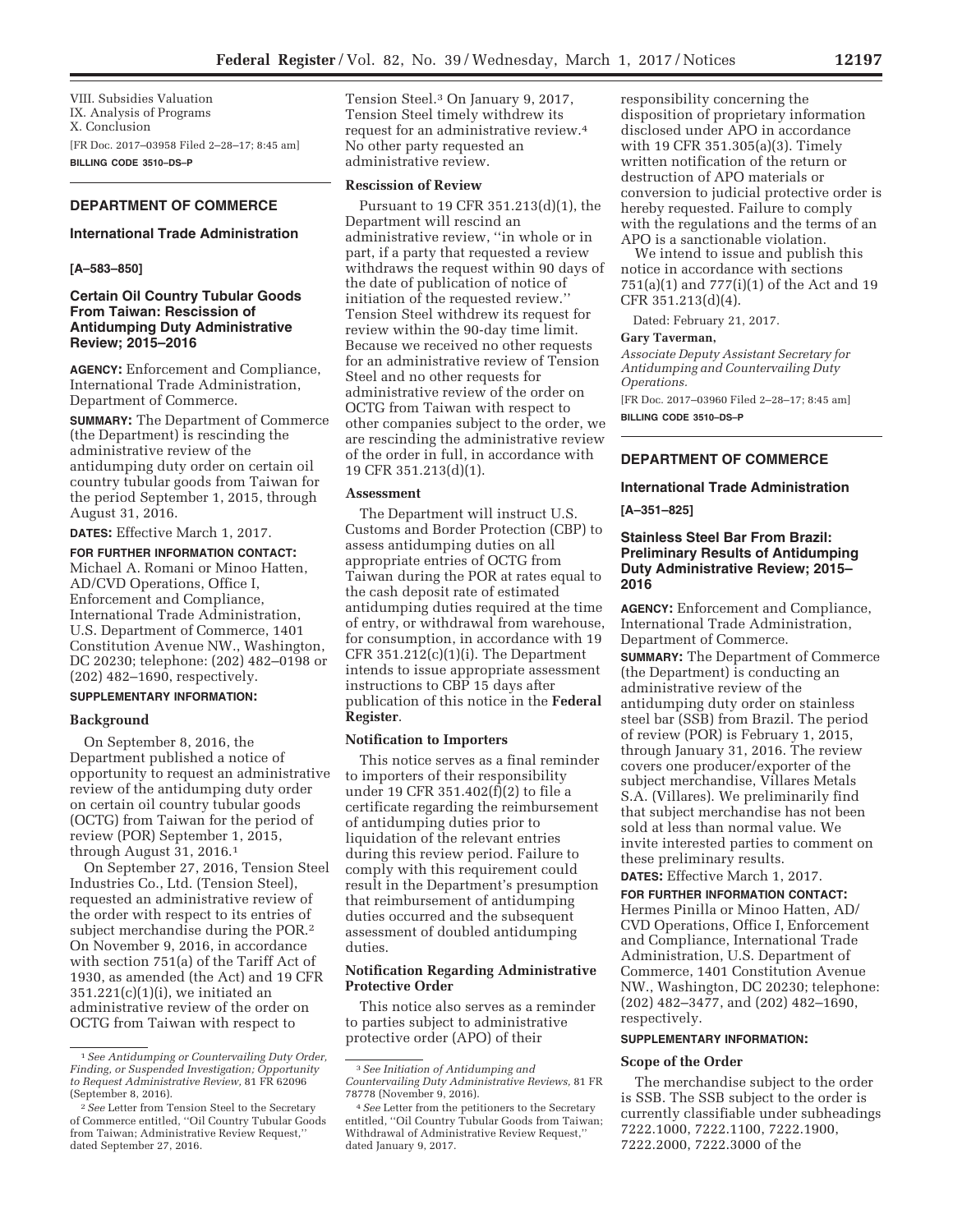VIII. Subsidies Valuation
IX. Analysis of Programs
X. Conclusion

[FR Doc. 2017–03958 Filed 2–28–17; 8:45 am]

**BILLING CODE 3510–DS–P**

## DEPARTMENT OF COMMERCE

### International Trade Administration

**[A–583–850]**

### Certain Oil Country Tubular Goods From Taiwan: Rescission of Antidumping Duty Administrative Review; 2015–2016

**AGENCY:** Enforcement and Compliance, International Trade Administration, Department of Commerce.

**SUMMARY:** The Department of Commerce (the Department) is rescinding the administrative review of the antidumping duty order on certain oil country tubular goods from Taiwan for the period September 1, 2015, through August 31, 2016.

**DATES:** Effective March 1, 2017.

**FOR FURTHER INFORMATION CONTACT:** Michael A. Romani or Minoo Hatten, AD/CVD Operations, Office I, Enforcement and Compliance, International Trade Administration, U.S. Department of Commerce, 1401 Constitution Avenue NW., Washington, DC 20230; telephone: (202) 482–0198 or (202) 482–1690, respectively.

**SUPPLEMENTARY INFORMATION:**

#### Background

On September 8, 2016, the Department published a notice of opportunity to request an administrative review of the antidumping duty order on certain oil country tubular goods (OCTG) from Taiwan for the period of review (POR) September 1, 2015, through August 31, 2016.[1]

On September 27, 2016, Tension Steel Industries Co., Ltd. (Tension Steel), requested an administrative review of the order with respect to its entries of subject merchandise during the POR.[2] On November 9, 2016, in accordance with section 751(a) of the Tariff Act of 1930, as amended (the Act) and 19 CFR 351.221(c)(1)(i), we initiated an administrative review of the order on OCTG from Taiwan with respect to Tension Steel.[3] On January 9, 2017, Tension Steel timely withdrew its request for an administrative review.[4] No other party requested an administrative review.

#### Rescission of Review

Pursuant to 19 CFR 351.213(d)(1), the Department will rescind an administrative review, "in whole or in part, if a party that requested a review withdraws the request within 90 days of the date of publication of notice of initiation of the requested review." Tension Steel withdrew its request for review within the 90-day time limit. Because we received no other requests for an administrative review of Tension Steel and no other requests for administrative review of the order on OCTG from Taiwan with respect to other companies subject to the order, we are rescinding the administrative review of the order in full, in accordance with 19 CFR 351.213(d)(1).

#### Assessment

The Department will instruct U.S. Customs and Border Protection (CBP) to assess antidumping duties on all appropriate entries of OCTG from Taiwan during the POR at rates equal to the cash deposit rate of estimated antidumping duties required at the time of entry, or withdrawal from warehouse, for consumption, in accordance with 19 CFR 351.212(c)(1)(i). The Department intends to issue appropriate assessment instructions to CBP 15 days after publication of this notice in the **Federal Register**.

#### Notification to Importers

This notice serves as a final reminder to importers of their responsibility under 19 CFR 351.402(f)(2) to file a certificate regarding the reimbursement of antidumping duties prior to liquidation of the relevant entries during this review period. Failure to comply with this requirement could result in the Department's presumption that reimbursement of antidumping duties occurred and the subsequent assessment of doubled antidumping duties.

#### Notification Regarding Administrative Protective Order

This notice also serves as a reminder to parties subject to administrative protective order (APO) of their responsibility concerning the disposition of proprietary information disclosed under APO in accordance with 19 CFR 351.305(a)(3). Timely written notification of the return or destruction of APO materials or conversion to judicial protective order is hereby requested. Failure to comply with the regulations and the terms of an APO is a sanctionable violation.

We intend to issue and publish this notice in accordance with sections 751(a)(1) and 777(i)(1) of the Act and 19 CFR 351.213(d)(4).

Dated: February 21, 2017.

**Gary Taverman,**

*Associate Deputy Assistant Secretary for Antidumping and Countervailing Duty Operations.*

[FR Doc. 2017–03960 Filed 2–28–17; 8:45 am]

**BILLING CODE 3510–DS–P**

[1] *See Antidumping or Countervailing Duty Order, Finding, or Suspended Investigation; Opportunity to Request Administrative Review,* 81 FR 62096 (September 8, 2016).

[2] *See* Letter from Tension Steel to the Secretary of Commerce entitled, "Oil Country Tubular Goods from Taiwan; Administrative Review Request," dated September 27, 2016.

[3] *See Initiation of Antidumping and Countervailing Duty Administrative Reviews,* 81 FR 78778 (November 9, 2016).

[4] *See* Letter from the petitioners to the Secretary entitled, "Oil Country Tubular Goods from Taiwan; Withdrawal of Administrative Review Request," dated January 9, 2017.

## DEPARTMENT OF COMMERCE

### International Trade Administration

**[A–351–825]**

### Stainless Steel Bar From Brazil: Preliminary Results of Antidumping Duty Administrative Review; 2015–2016

**AGENCY:** Enforcement and Compliance, International Trade Administration, Department of Commerce.

**SUMMARY:** The Department of Commerce (the Department) is conducting an administrative review of the antidumping duty order on stainless steel bar (SSB) from Brazil. The period of review (POR) is February 1, 2015, through January 31, 2016. The review covers one producer/exporter of the subject merchandise, Villares Metals S.A. (Villares). We preliminarily find that subject merchandise has not been sold at less than normal value. We invite interested parties to comment on these preliminary results.

**DATES:** Effective March 1, 2017.

**FOR FURTHER INFORMATION CONTACT:** Hermes Pinilla or Minoo Hatten, AD/CVD Operations, Office I, Enforcement and Compliance, International Trade Administration, U.S. Department of Commerce, 1401 Constitution Avenue NW., Washington, DC 20230; telephone: (202) 482–3477, and (202) 482–1690, respectively.

**SUPPLEMENTARY INFORMATION:**

#### Scope of the Order

The merchandise subject to the order is SSB. The SSB subject to the order is currently classifiable under subheadings 7222.1000, 7222.1100, 7222.1900, 7222.2000, 7222.3000 of the